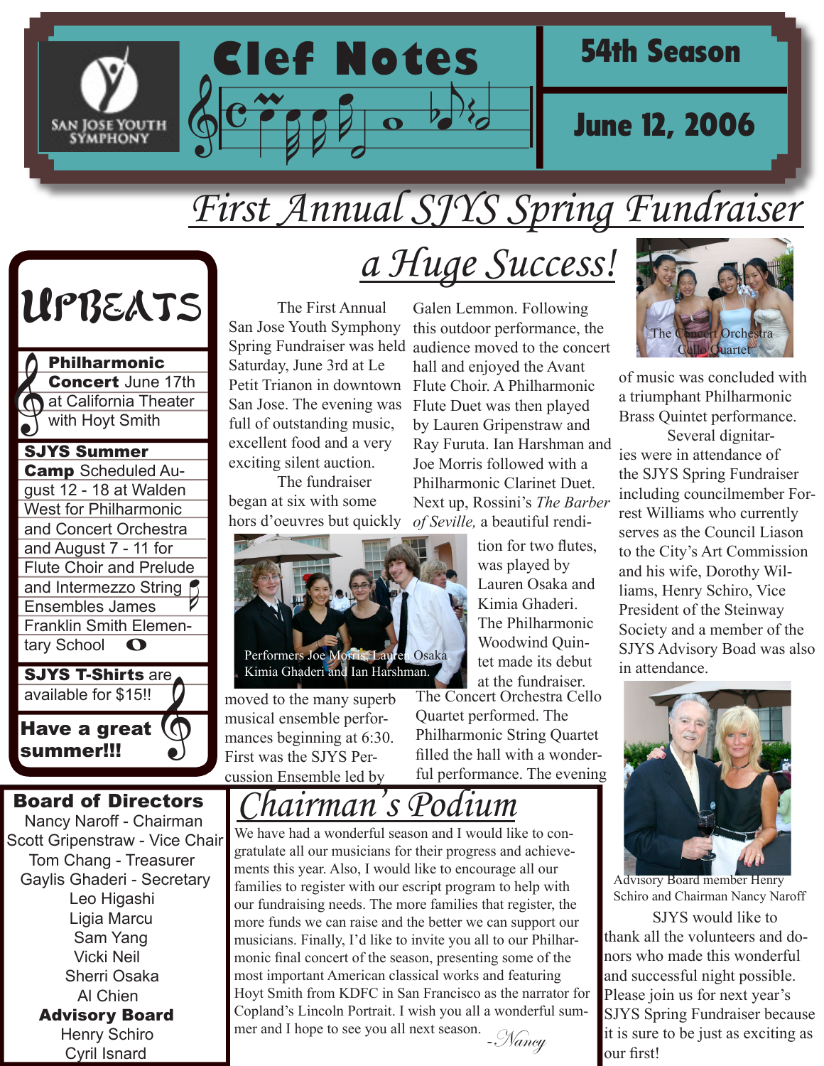# Clef Notes

**54th Season**

**June 12, 2006**

San Jose Youth Symphony

# First Annual SJYS Spring Fundraiser a Huge Success!

The First Annual San Jose Youth Symphony Spring Fundraiser was held Saturday, June 3rd at Le Petit Trianon in downtown San Jose. The evening was full of outstanding music, excellent food and a very exciting silent auction.

The fundraiser began at six with some hors d'oeuvres but quickly moved to the many superb musical ensemble performances beginning at 6:30. First was the SJYS Percussion Ensemble led by Galen Lemmon. Following this outdoor performance, the audience moved to the concert hall and enjoyed the Avant Flute Choir. A Philharmonic Flute Duet was then played by Lauren Gripenstraw and Ray Furuta. Ian Harshman and Joe Morris followed with a Philharmonic Clarinet Duet. Next up, Rossini's *The Barber of Seville,* a beautiful rendition for two flutes, was played by Lauren Osaka and Kimia Ghaderi. The Philharmonic Woodwind Quintet made its debut at the fundraiser. The Concert Orchestra Cello Quartet performed. The Philharmonic String Quartet filled the hall with a wonderful performance. The evening of music was concluded with a triumphant Philharmonic Brass Quintet performance.

Performers Joe Morris, Lauren Osaka, Kimia Ghaderi and Ian Harshman.

The Concert Orchestra Cello Quartet

Several dignitaries were in attendance of the SJYS Spring Fundraiser including councilmember Forrest Williams who currently serves as the Council Liason to the City's Art Commission and his wife, Dorothy Williams, Henry Schiro, Vice President of the Steinway Society and a member of the SJYS Advisory Boad was also in attendance.

Advisory Board member Henry Schiro and Chairman Nancy Naroff

SJYS would like to thank all the volunteers and donors who made this wonderful and successful night possible. Please join us for next year's SJYS Spring Fundraiser because it is sure to be just as exciting as our first!

# UPBEATS

**Philharmonic Concert** June 17th at California Theater with Hoyt Smith

**SJYS Summer Camp** Scheduled August 12 - 18 at Walden West for Philharmonic and Concert Orchestra and August 7 - 11 for Flute Choir and Prelude and Intermezzo String Ensembles James Franklin Smith Elementary School

**SJYS T-Shirts** are available for $15!!

**Have a great summer!!!**

## Board of Directors

Nancy Naroff - Chairman
Scott Gripenstaw - Vice Chair
Tom Chang - Treasurer
Gaylis Ghaderi - Secretary
Leo Higashi
Ligia Marcu
Sam Yang
Vicki Neil
Sherri Osaka
Al Chien

**Advisory Board**

Henry Schiro
Cyril Isnard

# Chairman's Podium

We have had a wonderful season and I would like to congratulate all our musicians for their progress and achievements this year. Also, I would like to encourage all our families to register with our escript program to help with our fundraising needs. The more families that register, the more funds we can raise and the better we can support our musicians. Finally, I'd like to invite you all to our Philharmonic final concert of the season, presenting some of the most important American classical works and featuring Hoyt Smith from KDFC in San Francisco as the narrator for Copland's Lincoln Portrait. I wish you all a wonderful summer and I hope to see you all next season.

*-Nancy*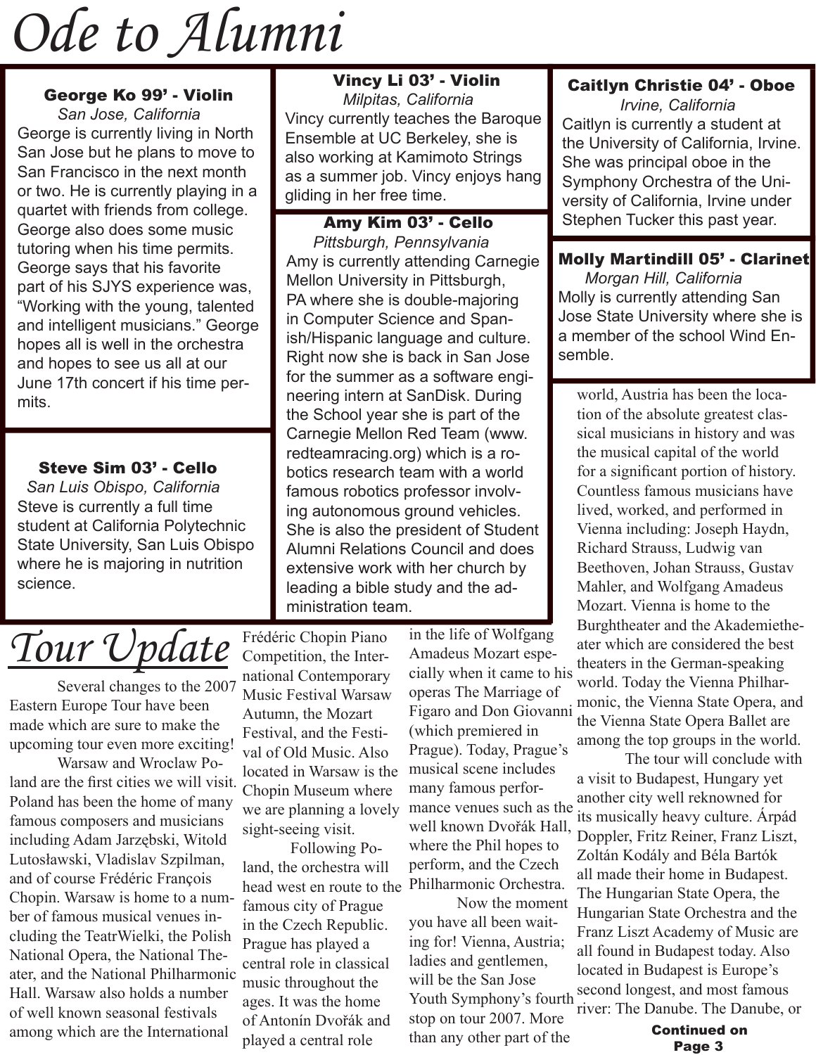# Ode to Alumni

### George Ko 99' - Violin

*San Jose, California*

George is currently living in North San Jose but he plans to move to San Francisco in the next month or two. He is currently playing in a quartet with friends from college. George also does some music tutoring when his time permits. George says that his favorite part of his SJYS experience was, "Working with the young, talented and intelligent musicians." George hopes all is well in the orchestra and hopes to see us all at our June 17th concert if his time permits.

### Steve Sim 03' - Cello

*San Luis Obispo, California*

Steve is currently a full time student at California Polytechnic State University, San Luis Obispo where he is majoring in nutrition science.

### Vincy Li 03' - Violin

*Milpitas, California*

Vincy currently teaches the Baroque Ensemble at UC Berkeley, she is also working at Kamimoto Strings as a summer job. Vincy enjoys hang gliding in her free time.

### Amy Kim 03' - Cello

*Pittsburgh, Pennsylvania*

Amy is currently attending Carnegie Mellon University in Pittsburgh, PA where she is double-majoring in Computer Science and Spanish/Hispanic language and culture. Right now she is back in San Jose for the summer as a software engineering intern at SanDisk. During the School year she is part of the Carnegie Mellon Red Team (www.redteamracing.org) which is a robotics research team with a world famous robotics professor involving autonomous ground vehicles. She is also the president of Student Alumni Relations Council and does extensive work with her church by leading a bible study and the administration team.

### Caitlyn Christie 04' - Oboe

*Irvine, California*

Caitlyn is currently a student at the University of California, Irvine. She was principal oboe in the Symphony Orchestra of the University of California, Irvine under Stephen Tucker this past year.

### Molly Martindill 05' - Clarinet

*Morgan Hill, California*

Molly is currently attending San Jose State University where she is a member of the school Wind Ensemble.

# Tour Update

Several changes to the 2007 Eastern Europe Tour have been made which are sure to make the upcoming tour even more exciting!

Warsaw and Wroclaw Poland are the first cities we will visit. Poland has been the home of many famous composers and musicians including Adam Jarzębski, Witold Lutosławski, Vladislav Szpilman, and of course Frédéric François Chopin. Warsaw is home to a number of famous musical venues including the TeatrWielki, the Polish National Opera, the National Theater, and the National Philharmonic Hall. Warsaw also holds a number of well known seasonal festivals among which are the International Frédéric Chopin Piano Competition, the International Contemporary Music Festival Warsaw Autumn, the Mozart Festival, and the Festival of Old Music. Also located in Warsaw is the Chopin Museum where we are planning a lovely sight-seeing visit.

Following Poland, the orchestra will head west en route to the famous city of Prague in the Czech Republic. Prague has played a central role in classical music throughout the ages. It was the home of Antonín Dvořák and played a central role in the life of Wolfgang Amadeus Mozart especially when it came to his operas The Marriage of Figaro and Don Giovanni (which premiered in Prague). Today, Prague's musical scene includes many famous performance venues such as the well known Dvořák Hall, where the Phil hopes to perform, and the Czech Philharmonic Orchestra.

Now the moment you have all been waiting for! Vienna, Austria; ladies and gentlemen, will be the San Jose Youth Symphony's fourth stop on tour 2007. More than any other part of the world, Austria has been the location of the absolute greatest classical musicians in history and was the musical capital of the world for a significant portion of history. Countless famous musicians have lived, worked, and performed in Vienna including: Joseph Haydn, Richard Strauss, Ludwig van Beethoven, Johan Strauss, Gustav Mahler, and Wolfgang Amadeus Mozart. Vienna is home to the Burghtheater and the Akademietheater which are considered the best theaters in the German-speaking world. Today the Vienna Philharmonic, the Vienna State Opera, and the Vienna State Opera Ballet are among the top groups in the world.

The tour will conclude with a visit to Budapest, Hungary yet another city well reknowned for its musically heavy culture. Árpád Doppler, Fritz Reiner, Franz Liszt, Zoltán Kodály and Béla Bartók all made their home in Budapest. The Hungarian State Opera, the Hungarian State Orchestra and the Franz Liszt Academy of Music are all found in Budapest today. Also located in Budapest is Europe's second longest, and most famous river: The Danube. The Danube, or

**Continued on Page 3**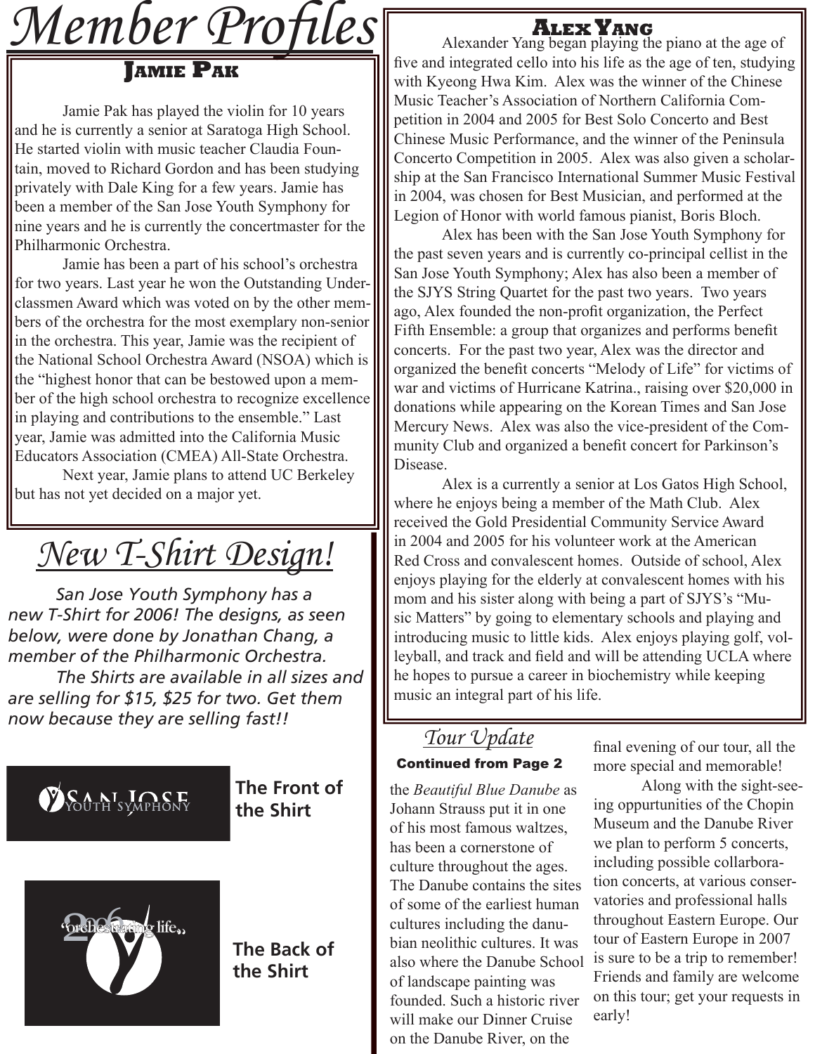# Member Profiles

## Jamie Pak

Jamie Pak has played the violin for 10 years and he is currently a senior at Saratoga High School. He started violin with music teacher Claudia Fountain, moved to Richard Gordon and has been studying privately with Dale King for a few years. Jamie has been a member of the San Jose Youth Symphony for nine years and he is currently the concertmaster for the Philharmonic Orchestra.

Jamie has been a part of his school's orchestra for two years. Last year he won the Outstanding Underclassmen Award which was voted on by the other members of the orchestra for the most exemplary non-senior in the orchestra. This year, Jamie was the recipient of the National School Orchestra Award (NSOA) which is the "highest honor that can be bestowed upon a member of the high school orchestra to recognize excellence in playing and contributions to the ensemble." Last year, Jamie was admitted into the California Music Educators Association (CMEA) All-State Orchestra.

Next year, Jamie plans to attend UC Berkeley but has not yet decided on a major yet.

## Alex Yang

Alexander Yang began playing the piano at the age of five and integrated cello into his life as the age of ten, studying with Kyeong Hwa Kim. Alex was the winner of the Chinese Music Teacher's Association of Northern California Competition in 2004 and 2005 for Best Solo Concerto and Best Chinese Music Performance, and the winner of the Peninsula Concerto Competition in 2005. Alex was also given a scholarship at the San Francisco International Summer Music Festival in 2004, was chosen for Best Musician, and performed at the Legion of Honor with world famous pianist, Boris Bloch.

Alex has been with the San Jose Youth Symphony for the past seven years and is currently co-principal cellist in the San Jose Youth Symphony; Alex has also been a member of the SJYS String Quartet for the past two years. Two years ago, Alex founded the non-profit organization, the Perfect Fifth Ensemble: a group that organizes and performs benefit concerts. For the past two year, Alex was the director and organized the benefit concerts "Melody of Life" for victims of war and victims of Hurricane Katrina., raising over $20,000 in donations while appearing on the Korean Times and San Jose Mercury News. Alex was also the vice-president of the Community Club and organized a benefit concert for Parkinson's Disease.

Alex is a currently a senior at Los Gatos High School, where he enjoys being a member of the Math Club. Alex received the Gold Presidential Community Service Award in 2004 and 2005 for his volunteer work at the American Red Cross and convalescent homes. Outside of school, Alex enjoys playing for the elderly at convalescent homes with his mom and his sister along with being a part of SJYS's "Music Matters" by going to elementary schools and playing and introducing music to little kids. Alex enjoys playing golf, volleyball, and track and field and will be attending UCLA where he hopes to pursue a career in biochemistry while keeping music an integral part of his life.

# New T-Shirt Design!

*San Jose Youth Symphony has a new T-Shirt for 2006! The designs, as seen below, were done by Jonathan Chang, a member of the Philharmonic Orchestra.*

*The Shirts are available in all sizes and are selling for $15, $25 for two. Get them now because they are selling fast!!*

SAN JOSE YOUTH SYMPHONY

**The Front of the Shirt**

2006 "orchestrating life"

**The Back of the Shirt**

## Tour Update

**Continued from Page 2**

the *Beautiful Blue Danube* as Johann Strauss put it in one of his most famous waltzes, has been a cornerstone of culture throughout the ages. The Danube contains the sites of some of the earliest human cultures including the danubian neolithic cultures. It was also where the Danube School of landscape painting was founded. Such a historic river will make our Dinner Cruise on the Danube River, on the final evening of our tour, all the more special and memorable!

Along with the sight-seeing oppurtunities of the Chopin Museum and the Danube River we plan to perform 5 concerts, including possible collarboration concerts, at various conservatories and professional halls throughout Eastern Europe. Our tour of Eastern Europe in 2007 is sure to be a trip to remember! Friends and family are welcome on this tour; get your requests in early!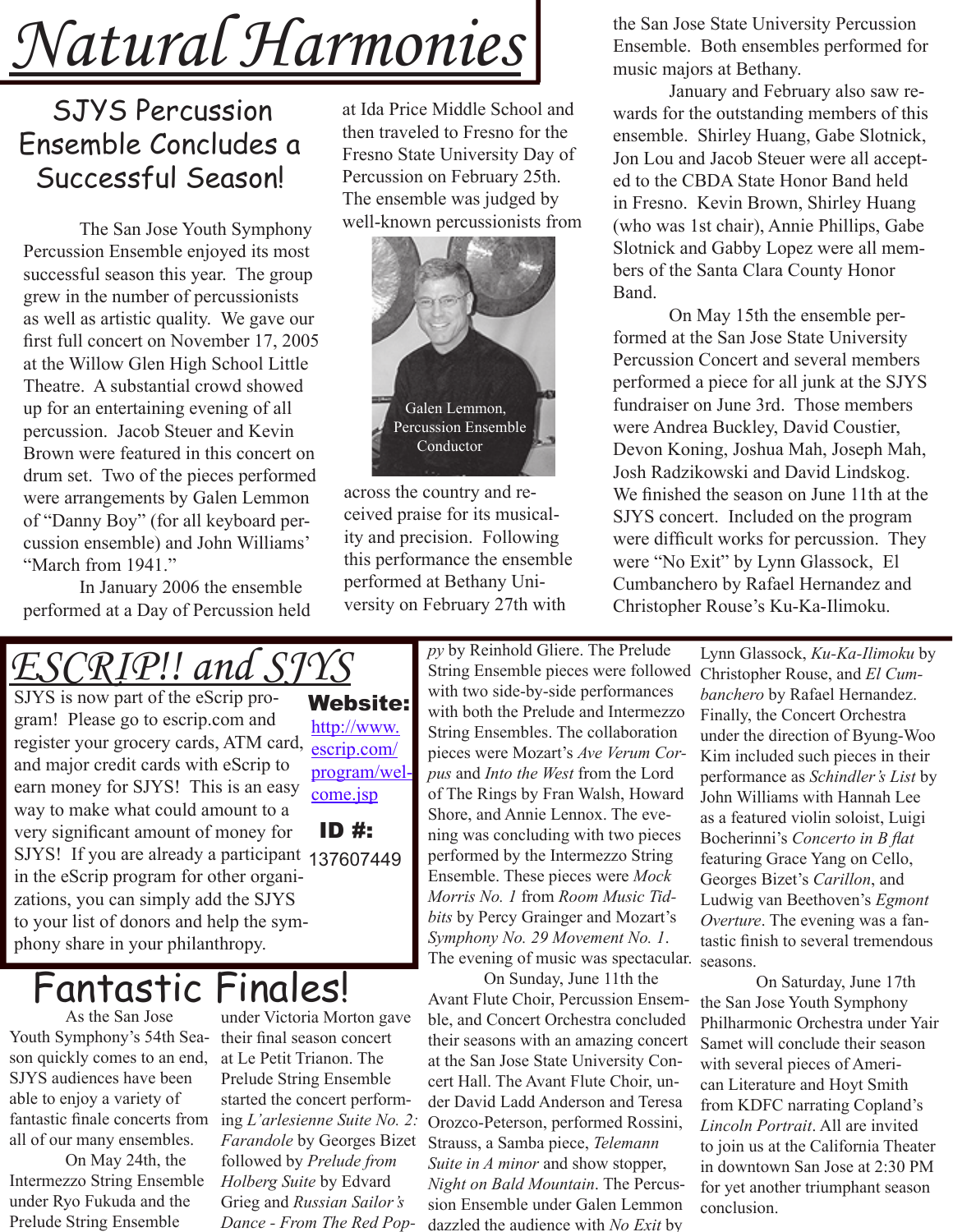# Natural Harmonies

## SJYS Percussion Ensemble Concludes a Successful Season!

The San Jose Youth Symphony Percussion Ensemble enjoyed its most successful season this year. The group grew in the number of percussionists as well as artistic quality. We gave our first full concert on November 17, 2005 at the Willow Glen High School Little Theatre. A substantial crowd showed up for an entertaining evening of all percussion. Jacob Steuer and Kevin Brown were featured in this concert on drum set. Two of the pieces performed were arrangements by Galen Lemmon of "Danny Boy" (for all keyboard percussion ensemble) and John Williams' "March from 1941."

In January 2006 the ensemble performed at a Day of Percussion held at Ida Price Middle School and then traveled to Fresno for the Fresno State University Day of Percussion on February 25th. The ensemble was judged by well-known percussionists from across the country and received praise for its musicality and precision. Following this performance the ensemble performed at Bethany University on February 27th with the San Jose State University Percussion Ensemble. Both ensembles performed for music majors at Bethany.

Galen Lemmon, Percussion Ensemble Conductor

January and February also saw rewards for the outstanding members of this ensemble. Shirley Huang, Gabe Slotnick, Jon Lou and Jacob Steuer were all accepted to the CBDA State Honor Band held in Fresno. Kevin Brown, Shirley Huang (who was 1st chair), Annie Phillips, Gabe Slotnick and Gabby Lopez were all members of the Santa Clara County Honor Band.

On May 15th the ensemble performed at the San Jose State University Percussion Concert and several members performed a piece for all junk at the SJYS fundraiser on June 3rd. Those members were Andrea Buckley, David Coustier, Devon Koning, Joshua Mah, Joseph Mah, Josh Radzikowski and David Lindskog. We finished the season on June 11th at the SJYS concert. Included on the program were difficult works for percussion. They were "No Exit" by Lynn Glassock, El Cumbanchero by Rafael Hernandez and Christopher Rouse's Ku-Ka-Ilimoku.

## ESCRIP!! and SJYS

SJYS is now part of the eScrip program! Please go to escrip.com and register your grocery cards, ATM card, and major credit cards with eScrip to earn money for SJYS! This is an easy way to make what could amount to a very significant amount of money for SJYS! If you are already a participant in the eScrip program for other organizations, you can simply add the SJYS to your list of donors and help the symphony share in your philanthropy.

**Website:** http://www.escrip.com/program/welcome.jsp

**ID #:** 137607449

## Fantastic Finales!

As the San Jose Youth Symphony's 54th Season quickly comes to an end, SJYS audiences have been able to enjoy a variety of fantastic finale concerts from all of our many ensembles.

On May 24th, the Intermezzo String Ensemble under Ryo Fukuda and the Prelude String Ensemble under Victoria Morton gave their final season concert at Le Petit Trianon. The Prelude String Ensemble started the concert performing *L'arlesienne Suite No. 2: Farandole* by Georges Bizet followed by *Prelude from Holberg Suite* by Edvard Grieg and *Russian Sailor's Dance - From The Red Poppy* by Reinhold Gliere. The Prelude String Ensemble pieces were followed with two side-by-side performances with both the Prelude and Intermezzo String Ensembles. The collaboration pieces were Mozart's *Ave Verum Corpus* and *Into the West* from the Lord of The Rings by Fran Walsh, Howard Shore, and Annie Lennox. The evening was concluding with two pieces performed by the Intermezzo String Ensemble. These pieces were *Mock Morris No. 1* from *Room Music Tidbits* by Percy Grainger and Mozart's *Symphony No. 29 Movement No. 1*. The evening of music was spectacular.

On Sunday, June 11th the Avant Flute Choir, Percussion Ensemble, and Concert Orchestra concluded their seasons with an amazing concert at the San Jose State University Concert Hall. The Avant Flute Choir, under David Ladd Anderson and Teresa Orozco-Peterson, performed Rossini, Strauss, a Samba piece, *Telemann Suite in A minor* and show stopper, *Night on Bald Mountain*. The Percussion Ensemble under Galen Lemmon dazzled the audience with *No Exit* by Lynn Glassock, *Ku-Ka-Ilimoku* by Christopher Rouse, and *El Cumbanchero* by Rafael Hernandez. Finally, the Concert Orchestra under the direction of Byung-Woo Kim included such pieces in their performance as *Schindler's List* by John Williams with Hannah Lee as a featured violin soloist, Luigi Bocherinni's *Concerto in B flat* featuring Grace Yang on Cello, Georges Bizet's *Carillon*, and Ludwig van Beethoven's *Egmont Overture*. The evening was a fantastic finish to several tremendous seasons.

On Saturday, June 17th the San Jose Youth Symphony Philharmonic Orchestra under Yair Samet will conclude their season with several pieces of American Literature and Hoyt Smith from KDFC narrating Copland's *Lincoln Portrait*. All are invited to join us at the California Theater in downtown San Jose at 2:30 PM for yet another triumphant season conclusion.